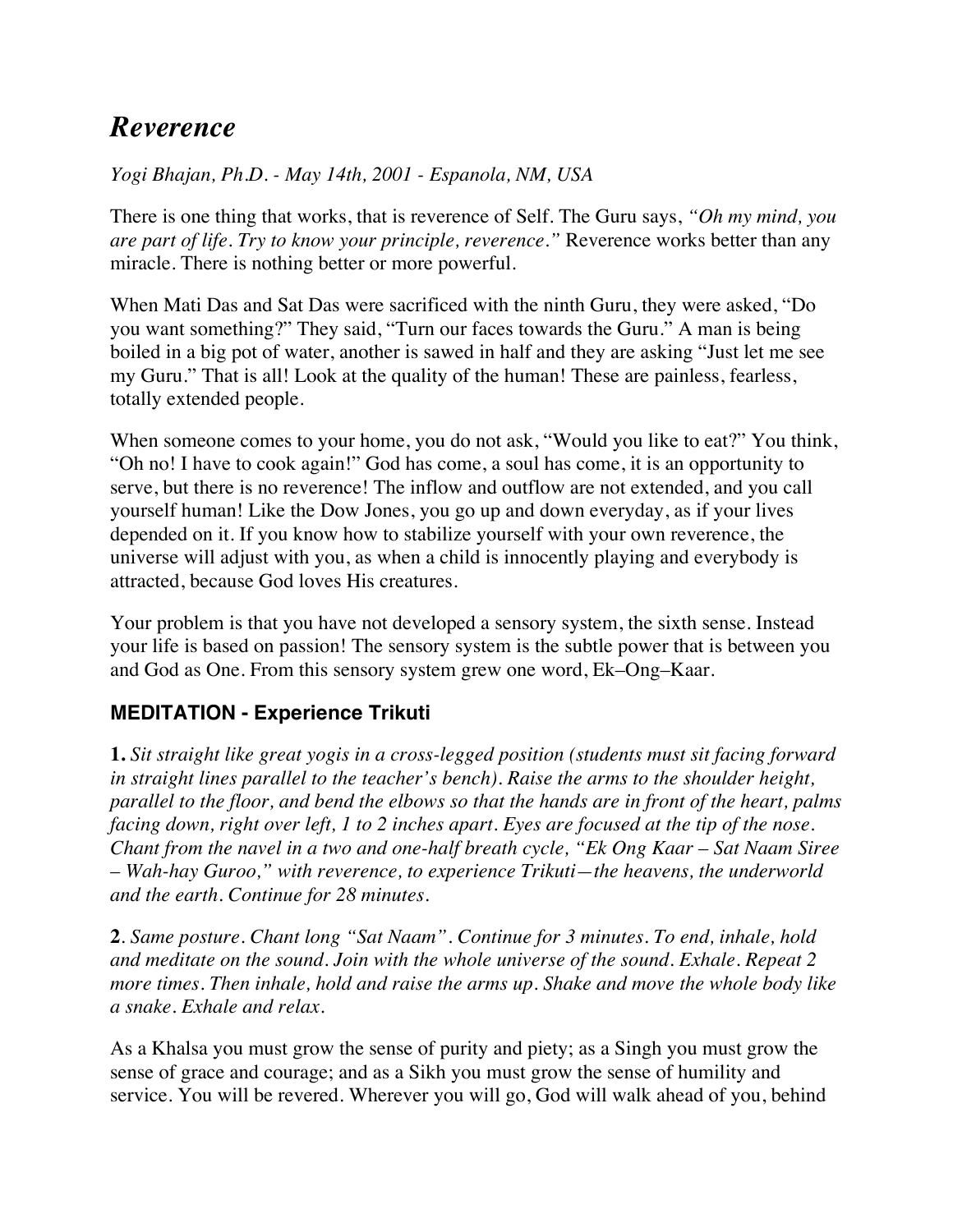# *Reverence*

*Yogi Bhajan, Ph.D. - May 14th, 2001 - Espanola, NM, USA*

There is one thing that works, that is reverence of Self. The Guru says, *"Oh my mind, you are part of life. Try to know your principle, reverence."* Reverence works better than any miracle. There is nothing better or more powerful.

When Mati Das and Sat Das were sacrificed with the ninth Guru, they were asked, "Do you want something?" They said, "Turn our faces towards the Guru." A man is being boiled in a big pot of water, another is sawed in half and they are asking "Just let me see my Guru." That is all! Look at the quality of the human! These are painless, fearless, totally extended people.

When someone comes to your home, you do not ask, "Would you like to eat?" You think, "Oh no! I have to cook again!" God has come, a soul has come, it is an opportunity to serve, but there is no reverence! The inflow and outflow are not extended, and you call yourself human! Like the Dow Jones, you go up and down everyday, as if your lives depended on it. If you know how to stabilize yourself with your own reverence, the universe will adjust with you, as when a child is innocently playing and everybody is attracted, because God loves His creatures.

Your problem is that you have not developed a sensory system, the sixth sense. Instead your life is based on passion! The sensory system is the subtle power that is between you and God as One. From this sensory system grew one word, Ek–Ong–Kaar.

### MEDITATION - Experience Trikuti

**1.** *Sit straight like great yogis in a cross-legged position (students must sit facing forward in straight lines parallel to the teacher's bench). Raise the arms to the shoulder height, parallel to the floor, and bend the elbows so that the hands are in front of the heart, palms facing down, right over left, 1 to 2 inches apart. Eyes are focused at the tip of the nose. Chant from the navel in a two and one-half breath cycle, "Ek Ong Kaar – Sat Naam Siree – Wah-hay Guroo," with reverence, to experience Trikuti—the heavens, the underworld and the earth. Continue for 28 minutes.*

**2**. *Same posture. Chant long "Sat Naam". Continue for 3 minutes. To end, inhale, hold and meditate on the sound. Join with the whole universe of the sound. Exhale. Repeat 2 more times. Then inhale, hold and raise the arms up. Shake and move the whole body like a snake. Exhale and relax.*

As a Khalsa you must grow the sense of purity and piety; as a Singh you must grow the sense of grace and courage; and as a Sikh you must grow the sense of humility and service. You will be revered. Wherever you will go, God will walk ahead of you, behind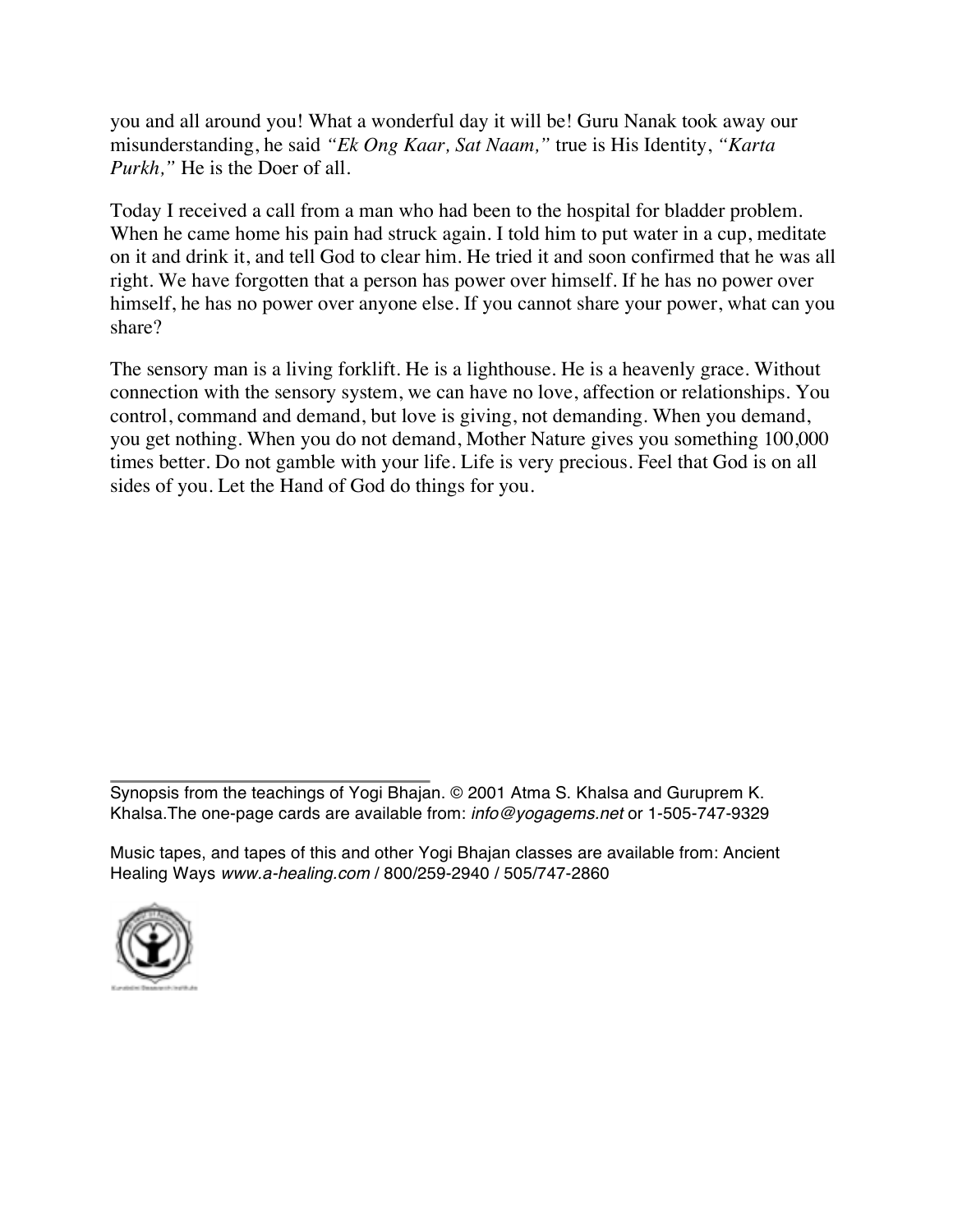you and all around you! What a wonderful day it will be! Guru Nanak took away our misunderstanding, he said *"Ek Ong Kaar, Sat Naam,"* true is His Identity, *"Karta Purkh,"* He is the Doer of all.

Today I received a call from a man who had been to the hospital for bladder problem. When he came home his pain had struck again. I told him to put water in a cup, meditate on it and drink it, and tell God to clear him. He tried it and soon confirmed that he was all right. We have forgotten that a person has power over himself. If he has no power over himself, he has no power over anyone else. If you cannot share your power, what can you share?

The sensory man is a living forklift. He is a lighthouse. He is a heavenly grace. Without connection with the sensory system, we can have no love, affection or relationships. You control, command and demand, but love is giving, not demanding. When you demand, you get nothing. When you do not demand, Mother Nature gives you something 100,000 times better. Do not gamble with your life. Life is very precious. Feel that God is on all sides of you. Let the Hand of God do things for you.

---

Synopsis from the teachings of Yogi Bhajan. © 2001 Atma S. Khalsa and Guruprem K. Khalsa.The one-page cards are available from: *info@yogagems.net* or 1-505-747-9329

Music tapes, and tapes of this and other Yogi Bhajan classes are available from: Ancient Healing Ways *www.a-healing.com* / 800/259-2940 / 505/747-2860